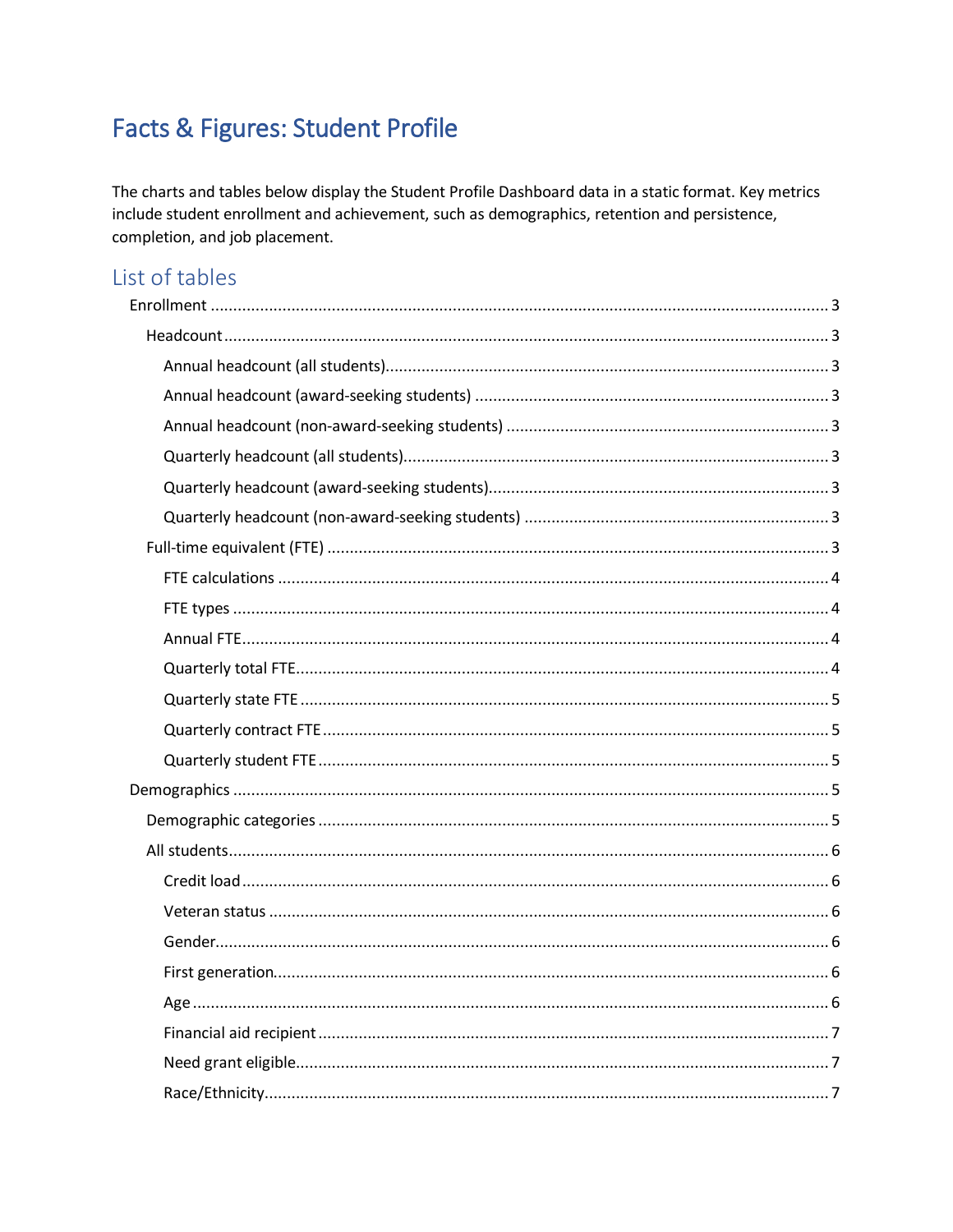# Facts & Figures: Student Profile

The charts and tables below display the Student Profile Dashboard data in a static format. Key metrics include student enrollment and achievement, such as demographics, retention and persistence, completion, and job placement.

## List of tables

- Enrollment ........ 3
  - Headcount ........ 3
    - Annual headcount (all students) ........ 3
    - Annual headcount (award-seeking students) ........ 3
    - Annual headcount (non-award-seeking students) ........ 3
    - Quarterly headcount (all students) ........ 3
    - Quarterly headcount (award-seeking students) ........ 3
    - Quarterly headcount (non-award-seeking students) ........ 3
  - Full-time equivalent (FTE) ........ 3
    - FTE calculations ........ 4
    - FTE types ........ 4
    - Annual FTE ........ 4
    - Quarterly total FTE ........ 4
    - Quarterly state FTE ........ 5
    - Quarterly contract FTE ........ 5
    - Quarterly student FTE ........ 5
- Demographics ........ 5
  - Demographic categories ........ 5
  - All students ........ 6
    - Credit load ........ 6
    - Veteran status ........ 6
    - Gender ........ 6
    - First generation ........ 6
    - Age ........ 6
    - Financial aid recipient ........ 7
    - Need grant eligible ........ 7
    - Race/Ethnicity ........ 7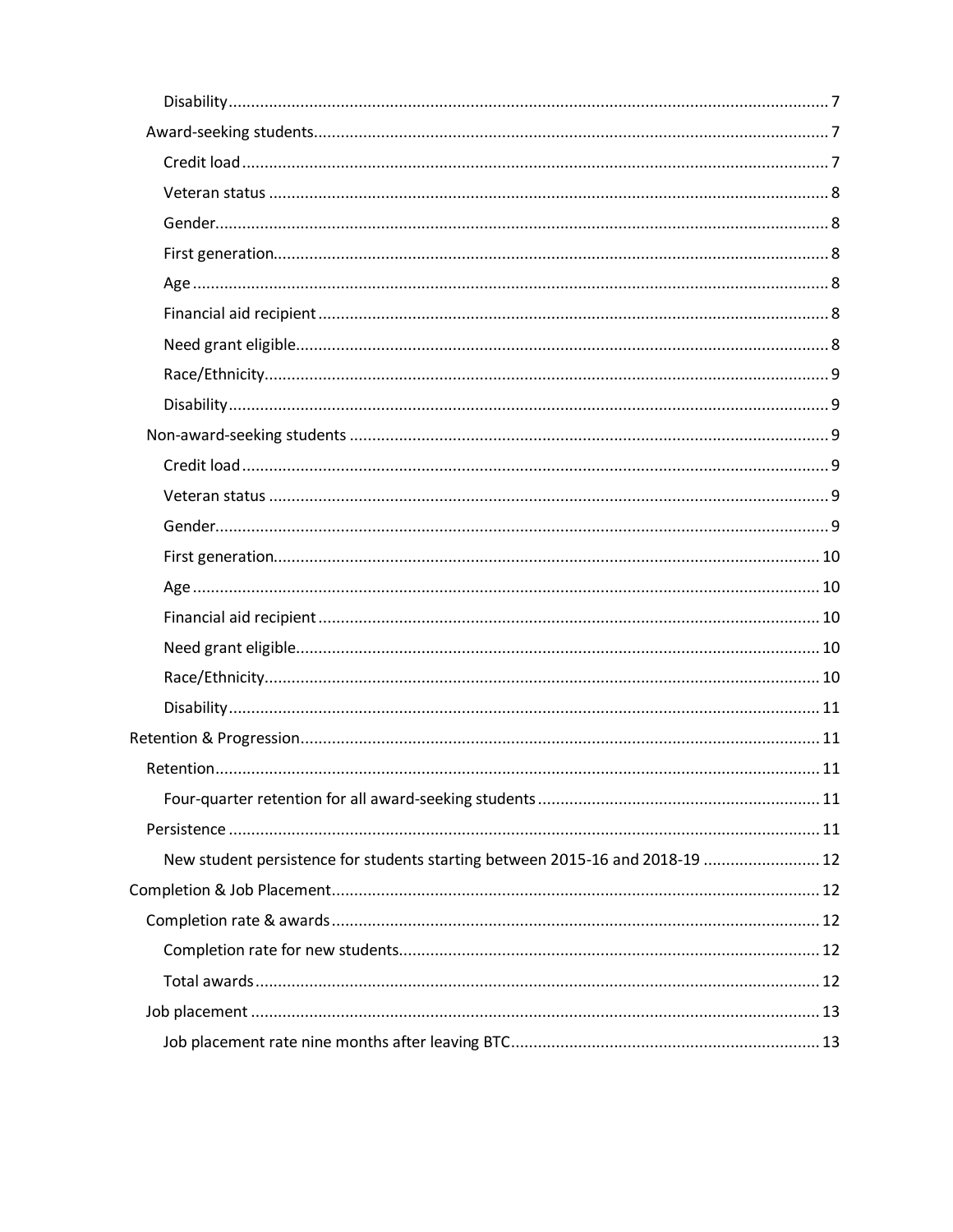- Disability ..... 7
- Award-seeking students ..... 7
  - Credit load ..... 7
  - Veteran status ..... 8
  - Gender ..... 8
  - First generation ..... 8
  - Age ..... 8
  - Financial aid recipient ..... 8
  - Need grant eligible ..... 8
  - Race/Ethnicity ..... 9
  - Disability ..... 9
- Non-award-seeking students ..... 9
  - Credit load ..... 9
  - Veteran status ..... 9
  - Gender ..... 9
  - First generation ..... 10
  - Age ..... 10
  - Financial aid recipient ..... 10
  - Need grant eligible ..... 10
  - Race/Ethnicity ..... 10
  - Disability ..... 11

Retention & Progression ..... 11

- Retention ..... 11
  - Four-quarter retention for all award-seeking students ..... 11
- Persistence ..... 11
  - New student persistence for students starting between 2015-16 and 2018-19 ..... 12

Completion & Job Placement ..... 12

- Completion rate & awards ..... 12
  - Completion rate for new students ..... 12
  - Total awards ..... 12
- Job placement ..... 13
  - Job placement rate nine months after leaving BTC ..... 13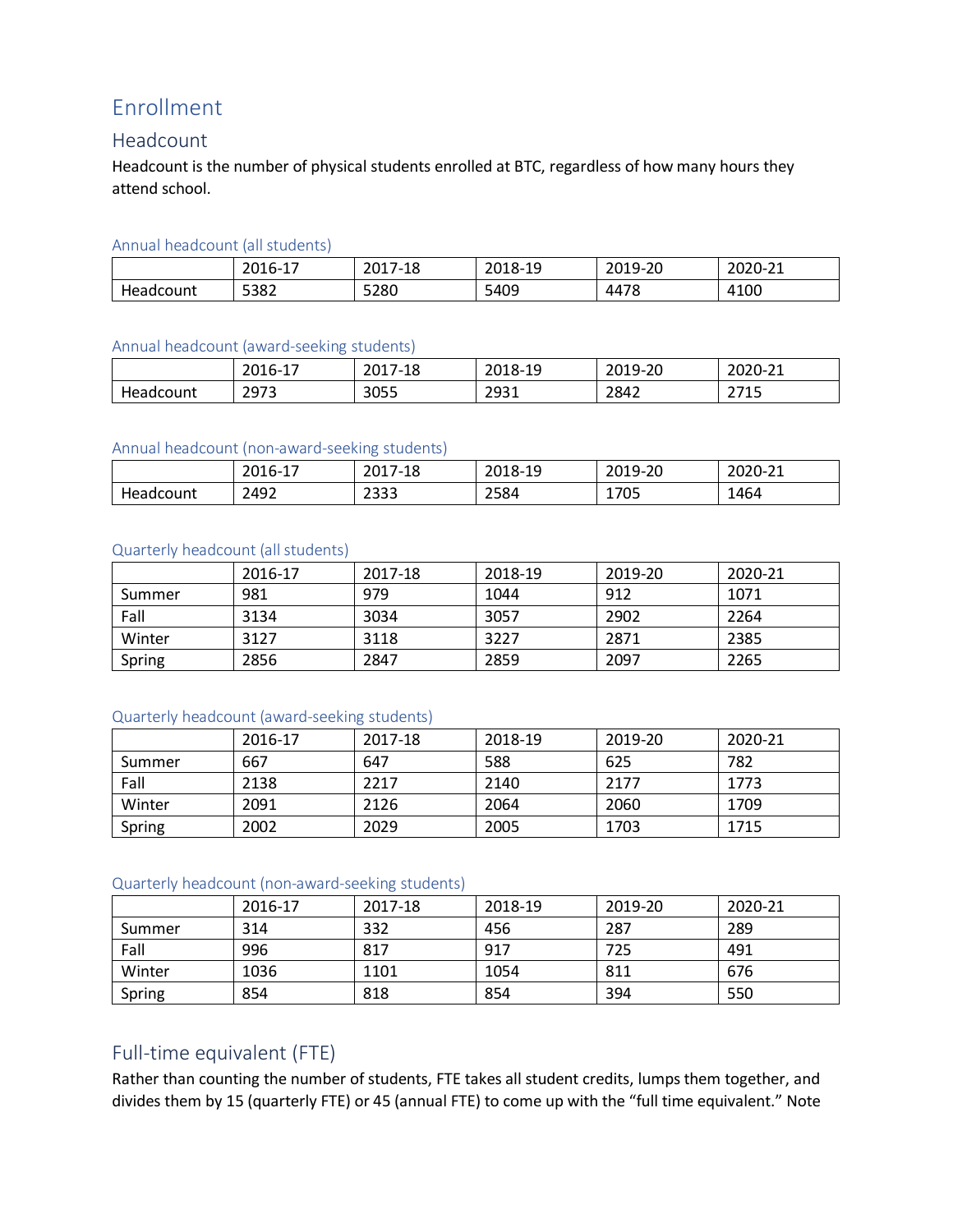# Enrollment

## Headcount

Headcount is the number of physical students enrolled at BTC, regardless of how many hours they attend school.

### Annual headcount (all students)

| | 2016-17 | 2017-18 | 2018-19 | 2019-20 | 2020-21 |
|---|---|---|---|---|---|
| Headcount | 5382 | 5280 | 5409 | 4478 | 4100 |

### Annual headcount (award-seeking students)

| | 2016-17 | 2017-18 | 2018-19 | 2019-20 | 2020-21 |
|---|---|---|---|---|---|
| Headcount | 2973 | 3055 | 2931 | 2842 | 2715 |

### Annual headcount (non-award-seeking students)

| | 2016-17 | 2017-18 | 2018-19 | 2019-20 | 2020-21 |
|---|---|---|---|---|---|
| Headcount | 2492 | 2333 | 2584 | 1705 | 1464 |

### Quarterly headcount (all students)

| | 2016-17 | 2017-18 | 2018-19 | 2019-20 | 2020-21 |
|---|---|---|---|---|---|
| Summer | 981 | 979 | 1044 | 912 | 1071 |
| Fall | 3134 | 3034 | 3057 | 2902 | 2264 |
| Winter | 3127 | 3118 | 3227 | 2871 | 2385 |
| Spring | 2856 | 2847 | 2859 | 2097 | 2265 |

### Quarterly headcount (award-seeking students)

| | 2016-17 | 2017-18 | 2018-19 | 2019-20 | 2020-21 |
|---|---|---|---|---|---|
| Summer | 667 | 647 | 588 | 625 | 782 |
| Fall | 2138 | 2217 | 2140 | 2177 | 1773 |
| Winter | 2091 | 2126 | 2064 | 2060 | 1709 |
| Spring | 2002 | 2029 | 2005 | 1703 | 1715 |

### Quarterly headcount (non-award-seeking students)

| | 2016-17 | 2017-18 | 2018-19 | 2019-20 | 2020-21 |
|---|---|---|---|---|---|
| Summer | 314 | 332 | 456 | 287 | 289 |
| Fall | 996 | 817 | 917 | 725 | 491 |
| Winter | 1036 | 1101 | 1054 | 811 | 676 |
| Spring | 854 | 818 | 854 | 394 | 550 |

## Full-time equivalent (FTE)

Rather than counting the number of students, FTE takes all student credits, lumps them together, and divides them by 15 (quarterly FTE) or 45 (annual FTE) to come up with the "full time equivalent." Note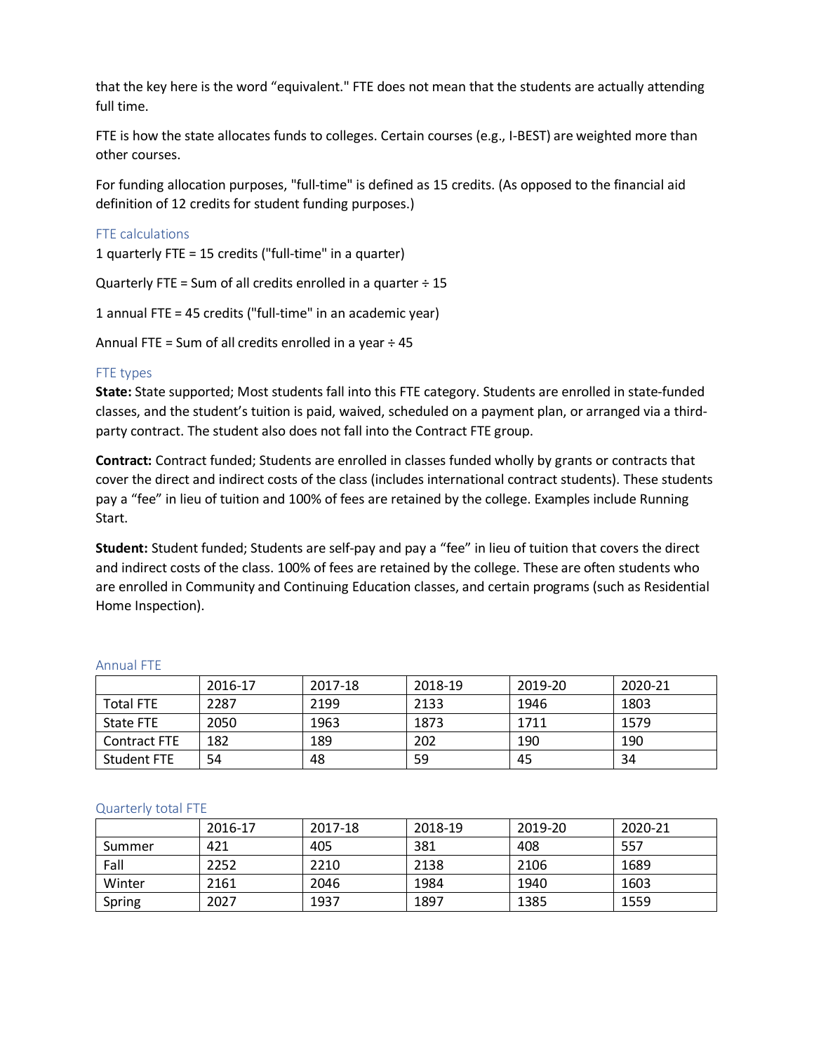that the key here is the word "equivalent." FTE does not mean that the students are actually attending full time.

FTE is how the state allocates funds to colleges. Certain courses (e.g., I-BEST) are weighted more than other courses.

For funding allocation purposes, "full-time" is defined as 15 credits. (As opposed to the financial aid definition of 12 credits for student funding purposes.)

### FTE calculations

1 quarterly FTE = 15 credits ("full-time" in a quarter)

Quarterly FTE = Sum of all credits enrolled in a quarter ÷ 15

1 annual FTE = 45 credits ("full-time" in an academic year)

Annual FTE = Sum of all credits enrolled in a year ÷ 45

### FTE types

**State:** State supported; Most students fall into this FTE category. Students are enrolled in state-funded classes, and the student's tuition is paid, waived, scheduled on a payment plan, or arranged via a third-party contract. The student also does not fall into the Contract FTE group.

**Contract:** Contract funded; Students are enrolled in classes funded wholly by grants or contracts that cover the direct and indirect costs of the class (includes international contract students). These students pay a "fee" in lieu of tuition and 100% of fees are retained by the college. Examples include Running Start.

**Student:** Student funded; Students are self-pay and pay a "fee" in lieu of tuition that covers the direct and indirect costs of the class. 100% of fees are retained by the college. These are often students who are enrolled in Community and Continuing Education classes, and certain programs (such as Residential Home Inspection).

### Annual FTE

| | 2016-17 | 2017-18 | 2018-19 | 2019-20 | 2020-21 |
|---|---|---|---|---|---|
| Total FTE | 2287 | 2199 | 2133 | 1946 | 1803 |
| State FTE | 2050 | 1963 | 1873 | 1711 | 1579 |
| Contract FTE | 182 | 189 | 202 | 190 | 190 |
| Student FTE | 54 | 48 | 59 | 45 | 34 |

### Quarterly total FTE

| | 2016-17 | 2017-18 | 2018-19 | 2019-20 | 2020-21 |
|---|---|---|---|---|---|
| Summer | 421 | 405 | 381 | 408 | 557 |
| Fall | 2252 | 2210 | 2138 | 2106 | 1689 |
| Winter | 2161 | 2046 | 1984 | 1940 | 1603 |
| Spring | 2027 | 1937 | 1897 | 1385 | 1559 |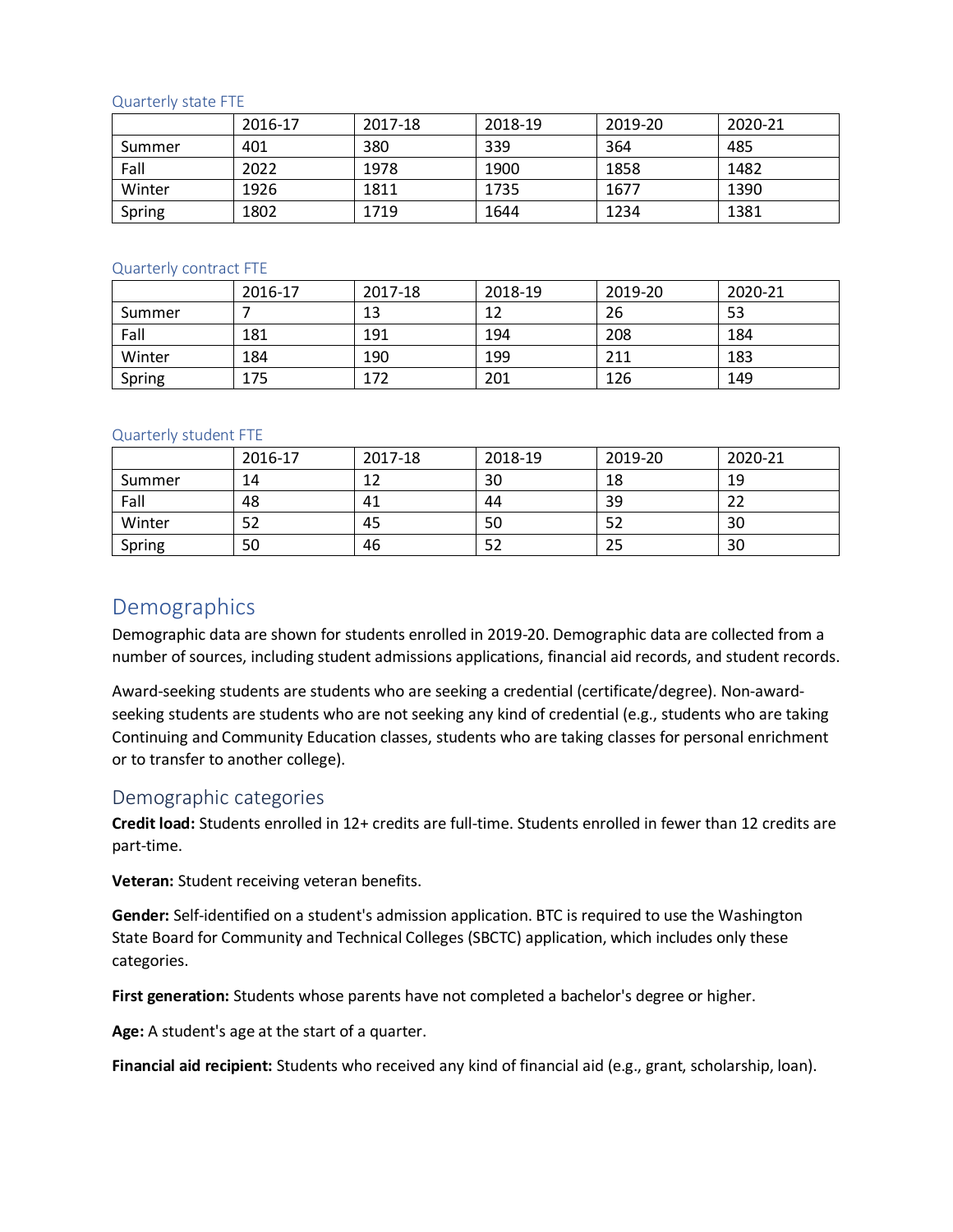### Quarterly state FTE

| | 2016-17 | 2017-18 | 2018-19 | 2019-20 | 2020-21 |
|---|---|---|---|---|---|
| Summer | 401 | 380 | 339 | 364 | 485 |
| Fall | 2022 | 1978 | 1900 | 1858 | 1482 |
| Winter | 1926 | 1811 | 1735 | 1677 | 1390 |
| Spring | 1802 | 1719 | 1644 | 1234 | 1381 |

### Quarterly contract FTE

| | 2016-17 | 2017-18 | 2018-19 | 2019-20 | 2020-21 |
|---|---|---|---|---|---|
| Summer | 7 | 13 | 12 | 26 | 53 |
| Fall | 181 | 191 | 194 | 208 | 184 |
| Winter | 184 | 190 | 199 | 211 | 183 |
| Spring | 175 | 172 | 201 | 126 | 149 |

### Quarterly student FTE

| | 2016-17 | 2017-18 | 2018-19 | 2019-20 | 2020-21 |
|---|---|---|---|---|---|
| Summer | 14 | 12 | 30 | 18 | 19 |
| Fall | 48 | 41 | 44 | 39 | 22 |
| Winter | 52 | 45 | 50 | 52 | 30 |
| Spring | 50 | 46 | 52 | 25 | 30 |

## Demographics

Demographic data are shown for students enrolled in 2019-20. Demographic data are collected from a number of sources, including student admissions applications, financial aid records, and student records.

Award-seeking students are students who are seeking a credential (certificate/degree). Non-award-seeking students are students who are not seeking any kind of credential (e.g., students who are taking Continuing and Community Education classes, students who are taking classes for personal enrichment or to transfer to another college).

### Demographic categories

**Credit load:** Students enrolled in 12+ credits are full-time. Students enrolled in fewer than 12 credits are part-time.

**Veteran:** Student receiving veteran benefits.

**Gender:** Self-identified on a student's admission application. BTC is required to use the Washington State Board for Community and Technical Colleges (SBCTC) application, which includes only these categories.

**First generation:** Students whose parents have not completed a bachelor's degree or higher.

**Age:** A student's age at the start of a quarter.

**Financial aid recipient:** Students who received any kind of financial aid (e.g., grant, scholarship, loan).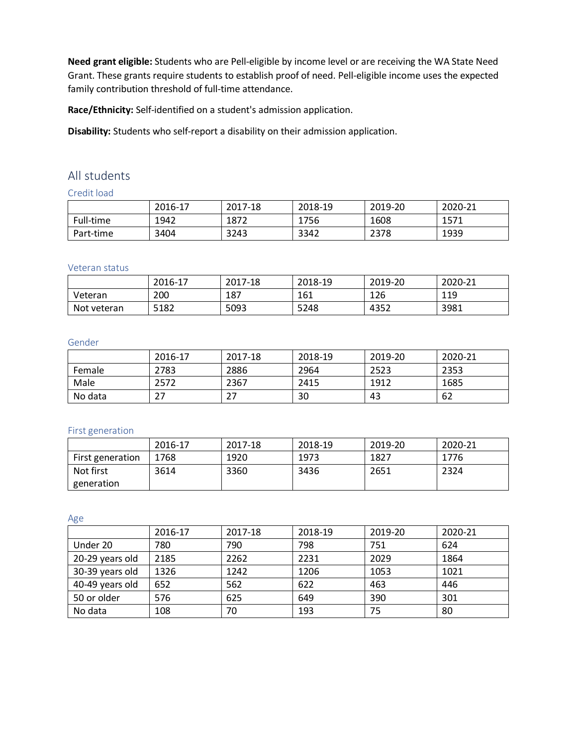**Need grant eligible:** Students who are Pell-eligible by income level or are receiving the WA State Need Grant. These grants require students to establish proof of need. Pell-eligible income uses the expected family contribution threshold of full-time attendance.

**Race/Ethnicity:** Self-identified on a student's admission application.

**Disability:** Students who self-report a disability on their admission application.

## All students

### Credit load

| | 2016-17 | 2017-18 | 2018-19 | 2019-20 | 2020-21 |
|---|---|---|---|---|---|
| Full-time | 1942 | 1872 | 1756 | 1608 | 1571 |
| Part-time | 3404 | 3243 | 3342 | 2378 | 1939 |

### Veteran status

| | 2016-17 | 2017-18 | 2018-19 | 2019-20 | 2020-21 |
|---|---|---|---|---|---|
| Veteran | 200 | 187 | 161 | 126 | 119 |
| Not veteran | 5182 | 5093 | 5248 | 4352 | 3981 |

### Gender

| | 2016-17 | 2017-18 | 2018-19 | 2019-20 | 2020-21 |
|---|---|---|---|---|---|
| Female | 2783 | 2886 | 2964 | 2523 | 2353 |
| Male | 2572 | 2367 | 2415 | 1912 | 1685 |
| No data | 27 | 27 | 30 | 43 | 62 |

### First generation

| | 2016-17 | 2017-18 | 2018-19 | 2019-20 | 2020-21 |
|---|---|---|---|---|---|
| First generation | 1768 | 1920 | 1973 | 1827 | 1776 |
| Not first generation | 3614 | 3360 | 3436 | 2651 | 2324 |

### Age

| | 2016-17 | 2017-18 | 2018-19 | 2019-20 | 2020-21 |
|---|---|---|---|---|---|
| Under 20 | 780 | 790 | 798 | 751 | 624 |
| 20-29 years old | 2185 | 2262 | 2231 | 2029 | 1864 |
| 30-39 years old | 1326 | 1242 | 1206 | 1053 | 1021 |
| 40-49 years old | 652 | 562 | 622 | 463 | 446 |
| 50 or older | 576 | 625 | 649 | 390 | 301 |
| No data | 108 | 70 | 193 | 75 | 80 |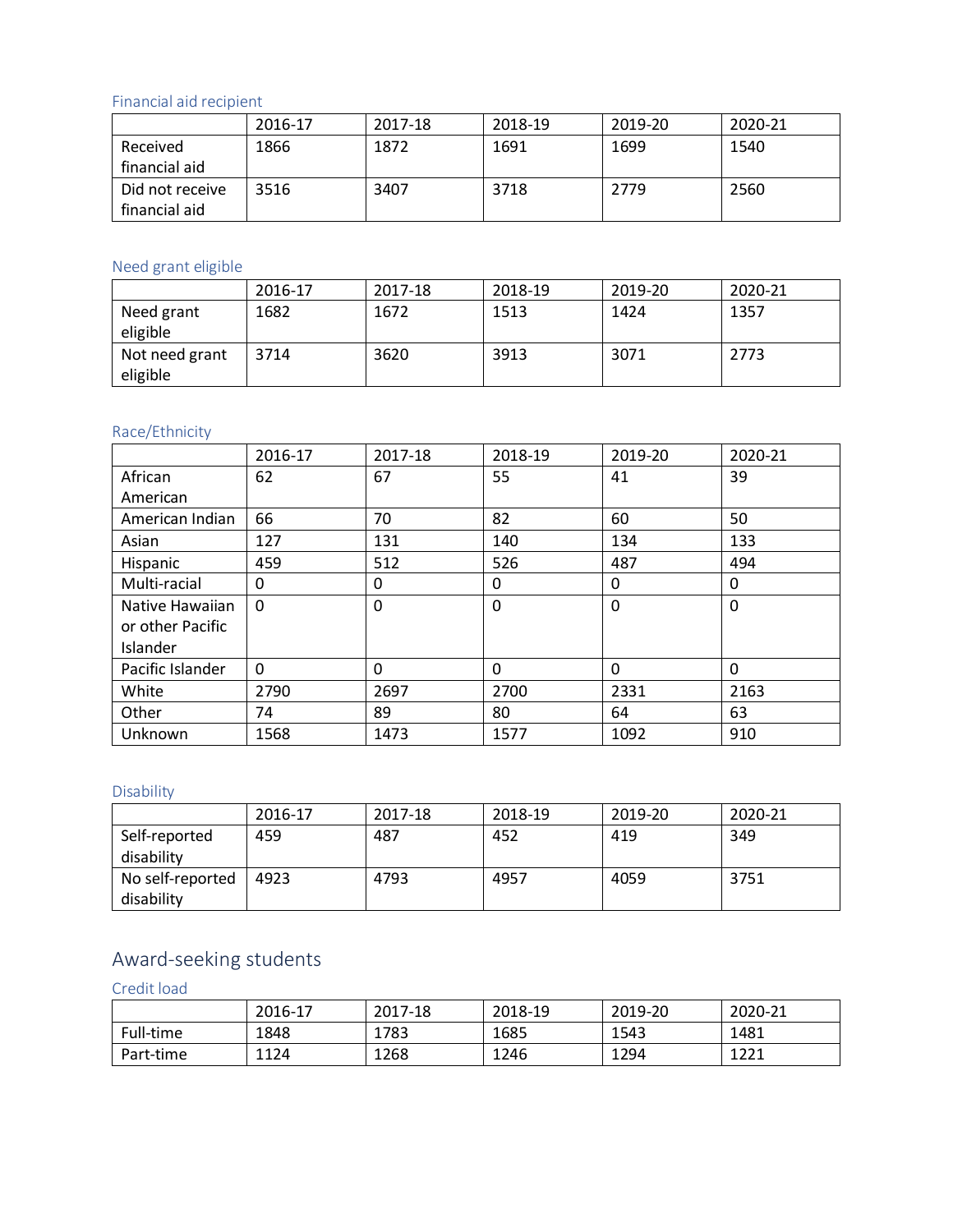### Financial aid recipient

| | 2016-17 | 2017-18 | 2018-19 | 2019-20 | 2020-21 |
|---|---|---|---|---|---|
| Received financial aid | 1866 | 1872 | 1691 | 1699 | 1540 |
| Did not receive financial aid | 3516 | 3407 | 3718 | 2779 | 2560 |

### Need grant eligible

| | 2016-17 | 2017-18 | 2018-19 | 2019-20 | 2020-21 |
|---|---|---|---|---|---|
| Need grant eligible | 1682 | 1672 | 1513 | 1424 | 1357 |
| Not need grant eligible | 3714 | 3620 | 3913 | 3071 | 2773 |

### Race/Ethnicity

| | 2016-17 | 2017-18 | 2018-19 | 2019-20 | 2020-21 |
|---|---|---|---|---|---|
| African American | 62 | 67 | 55 | 41 | 39 |
| American Indian | 66 | 70 | 82 | 60 | 50 |
| Asian | 127 | 131 | 140 | 134 | 133 |
| Hispanic | 459 | 512 | 526 | 487 | 494 |
| Multi-racial | 0 | 0 | 0 | 0 | 0 |
| Native Hawaiian or other Pacific Islander | 0 | 0 | 0 | 0 | 0 |
| Pacific Islander | 0 | 0 | 0 | 0 | 0 |
| White | 2790 | 2697 | 2700 | 2331 | 2163 |
| Other | 74 | 89 | 80 | 64 | 63 |
| Unknown | 1568 | 1473 | 1577 | 1092 | 910 |

### Disability

| | 2016-17 | 2017-18 | 2018-19 | 2019-20 | 2020-21 |
|---|---|---|---|---|---|
| Self-reported disability | 459 | 487 | 452 | 419 | 349 |
| No self-reported disability | 4923 | 4793 | 4957 | 4059 | 3751 |

## Award-seeking students

### Credit load

| | 2016-17 | 2017-18 | 2018-19 | 2019-20 | 2020-21 |
|---|---|---|---|---|---|
| Full-time | 1848 | 1783 | 1685 | 1543 | 1481 |
| Part-time | 1124 | 1268 | 1246 | 1294 | 1221 |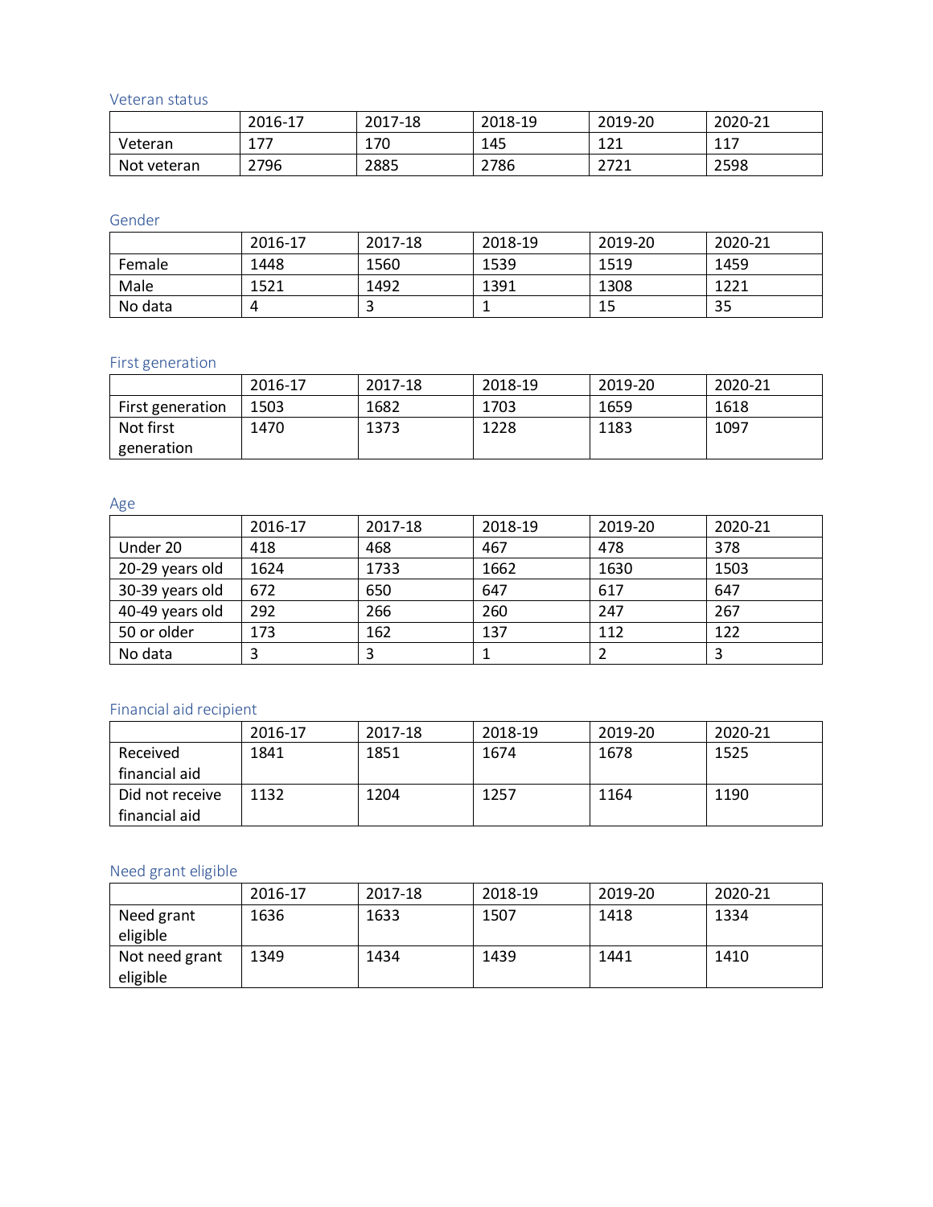### Veteran status

| | 2016-17 | 2017-18 | 2018-19 | 2019-20 | 2020-21 |
|---|---|---|---|---|---|
| Veteran | 177 | 170 | 145 | 121 | 117 |
| Not veteran | 2796 | 2885 | 2786 | 2721 | 2598 |

### Gender

| | 2016-17 | 2017-18 | 2018-19 | 2019-20 | 2020-21 |
|---|---|---|---|---|---|
| Female | 1448 | 1560 | 1539 | 1519 | 1459 |
| Male | 1521 | 1492 | 1391 | 1308 | 1221 |
| No data | 4 | 3 | 1 | 15 | 35 |

### First generation

| | 2016-17 | 2017-18 | 2018-19 | 2019-20 | 2020-21 |
|---|---|---|---|---|---|
| First generation | 1503 | 1682 | 1703 | 1659 | 1618 |
| Not first generation | 1470 | 1373 | 1228 | 1183 | 1097 |

### Age

| | 2016-17 | 2017-18 | 2018-19 | 2019-20 | 2020-21 |
|---|---|---|---|---|---|
| Under 20 | 418 | 468 | 467 | 478 | 378 |
| 20-29 years old | 1624 | 1733 | 1662 | 1630 | 1503 |
| 30-39 years old | 672 | 650 | 647 | 617 | 647 |
| 40-49 years old | 292 | 266 | 260 | 247 | 267 |
| 50 or older | 173 | 162 | 137 | 112 | 122 |
| No data | 3 | 3 | 1 | 2 | 3 |

### Financial aid recipient

| | 2016-17 | 2017-18 | 2018-19 | 2019-20 | 2020-21 |
|---|---|---|---|---|---|
| Received financial aid | 1841 | 1851 | 1674 | 1678 | 1525 |
| Did not receive financial aid | 1132 | 1204 | 1257 | 1164 | 1190 |

### Need grant eligible

| | 2016-17 | 2017-18 | 2018-19 | 2019-20 | 2020-21 |
|---|---|---|---|---|---|
| Need grant eligible | 1636 | 1633 | 1507 | 1418 | 1334 |
| Not need grant eligible | 1349 | 1434 | 1439 | 1441 | 1410 |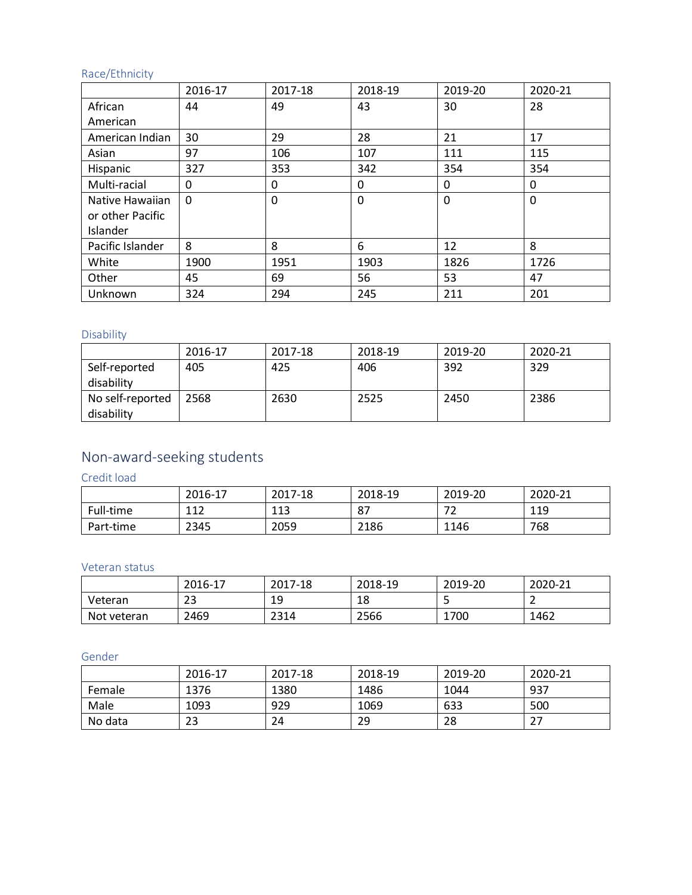### Race/Ethnicity

| | 2016-17 | 2017-18 | 2018-19 | 2019-20 | 2020-21 |
|---|---|---|---|---|---|
| African American | 44 | 49 | 43 | 30 | 28 |
| American Indian | 30 | 29 | 28 | 21 | 17 |
| Asian | 97 | 106 | 107 | 111 | 115 |
| Hispanic | 327 | 353 | 342 | 354 | 354 |
| Multi-racial | 0 | 0 | 0 | 0 | 0 |
| Native Hawaiian or other Pacific Islander | 0 | 0 | 0 | 0 | 0 |
| Pacific Islander | 8 | 8 | 6 | 12 | 8 |
| White | 1900 | 1951 | 1903 | 1826 | 1726 |
| Other | 45 | 69 | 56 | 53 | 47 |
| Unknown | 324 | 294 | 245 | 211 | 201 |

### Disability

| | 2016-17 | 2017-18 | 2018-19 | 2019-20 | 2020-21 |
|---|---|---|---|---|---|
| Self-reported disability | 405 | 425 | 406 | 392 | 329 |
| No self-reported disability | 2568 | 2630 | 2525 | 2450 | 2386 |

## Non-award-seeking students

### Credit load

| | 2016-17 | 2017-18 | 2018-19 | 2019-20 | 2020-21 |
|---|---|---|---|---|---|
| Full-time | 112 | 113 | 87 | 72 | 119 |
| Part-time | 2345 | 2059 | 2186 | 1146 | 768 |

### Veteran status

| | 2016-17 | 2017-18 | 2018-19 | 2019-20 | 2020-21 |
|---|---|---|---|---|---|
| Veteran | 23 | 19 | 18 | 5 | 2 |
| Not veteran | 2469 | 2314 | 2566 | 1700 | 1462 |

### Gender

| | 2016-17 | 2017-18 | 2018-19 | 2019-20 | 2020-21 |
|---|---|---|---|---|---|
| Female | 1376 | 1380 | 1486 | 1044 | 937 |
| Male | 1093 | 929 | 1069 | 633 | 500 |
| No data | 23 | 24 | 29 | 28 | 27 |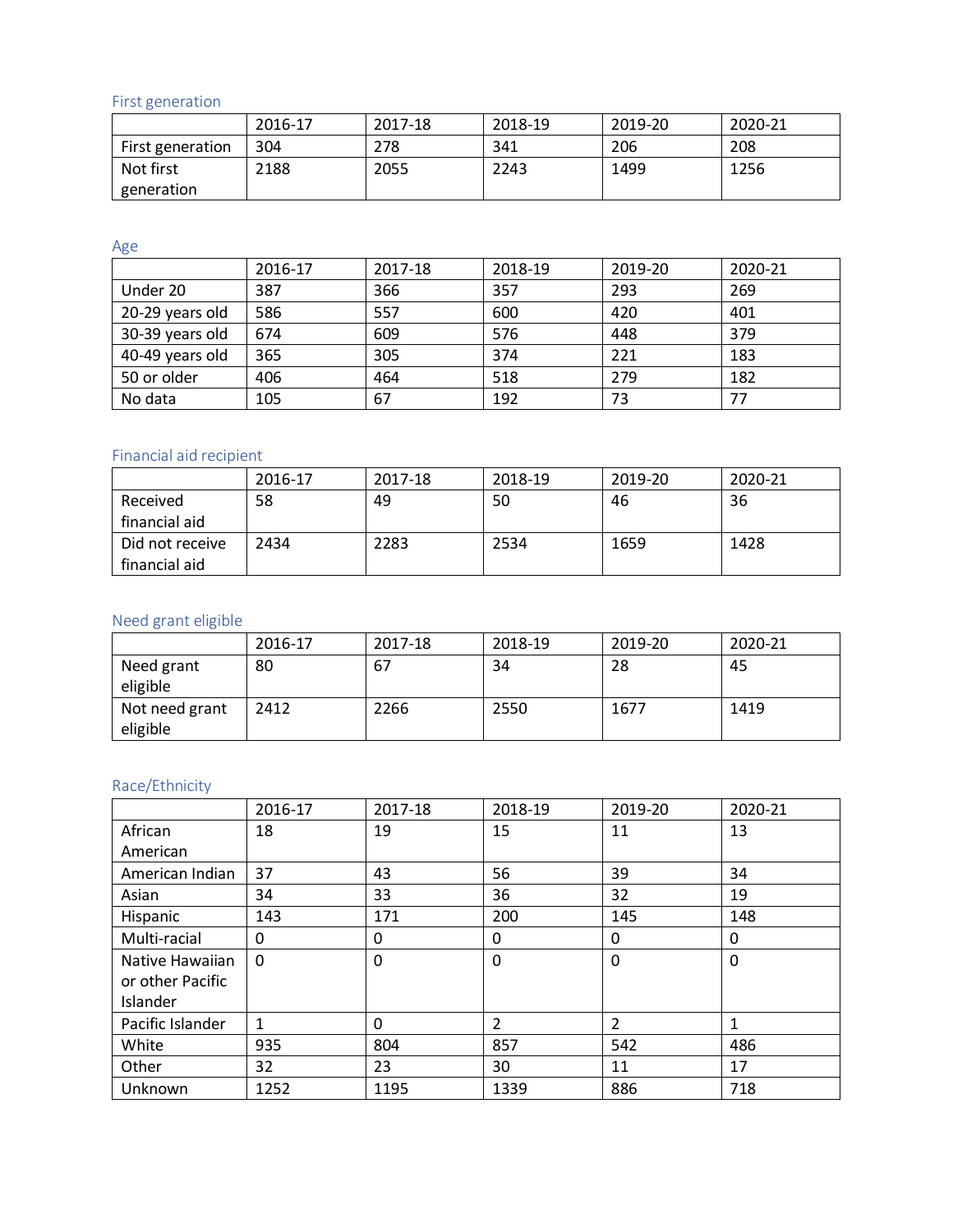### First generation

| | 2016-17 | 2017-18 | 2018-19 | 2019-20 | 2020-21 |
|---|---|---|---|---|---|
| First generation | 304 | 278 | 341 | 206 | 208 |
| Not first generation | 2188 | 2055 | 2243 | 1499 | 1256 |

### Age

| | 2016-17 | 2017-18 | 2018-19 | 2019-20 | 2020-21 |
|---|---|---|---|---|---|
| Under 20 | 387 | 366 | 357 | 293 | 269 |
| 20-29 years old | 586 | 557 | 600 | 420 | 401 |
| 30-39 years old | 674 | 609 | 576 | 448 | 379 |
| 40-49 years old | 365 | 305 | 374 | 221 | 183 |
| 50 or older | 406 | 464 | 518 | 279 | 182 |
| No data | 105 | 67 | 192 | 73 | 77 |

### Financial aid recipient

| | 2016-17 | 2017-18 | 2018-19 | 2019-20 | 2020-21 |
|---|---|---|---|---|---|
| Received financial aid | 58 | 49 | 50 | 46 | 36 |
| Did not receive financial aid | 2434 | 2283 | 2534 | 1659 | 1428 |

### Need grant eligible

| | 2016-17 | 2017-18 | 2018-19 | 2019-20 | 2020-21 |
|---|---|---|---|---|---|
| Need grant eligible | 80 | 67 | 34 | 28 | 45 |
| Not need grant eligible | 2412 | 2266 | 2550 | 1677 | 1419 |

### Race/Ethnicity

| | 2016-17 | 2017-18 | 2018-19 | 2019-20 | 2020-21 |
|---|---|---|---|---|---|
| African American | 18 | 19 | 15 | 11 | 13 |
| American Indian | 37 | 43 | 56 | 39 | 34 |
| Asian | 34 | 33 | 36 | 32 | 19 |
| Hispanic | 143 | 171 | 200 | 145 | 148 |
| Multi-racial | 0 | 0 | 0 | 0 | 0 |
| Native Hawaiian or other Pacific Islander | 0 | 0 | 0 | 0 | 0 |
| Pacific Islander | 1 | 0 | 2 | 2 | 1 |
| White | 935 | 804 | 857 | 542 | 486 |
| Other | 32 | 23 | 30 | 11 | 17 |
| Unknown | 1252 | 1195 | 1339 | 886 | 718 |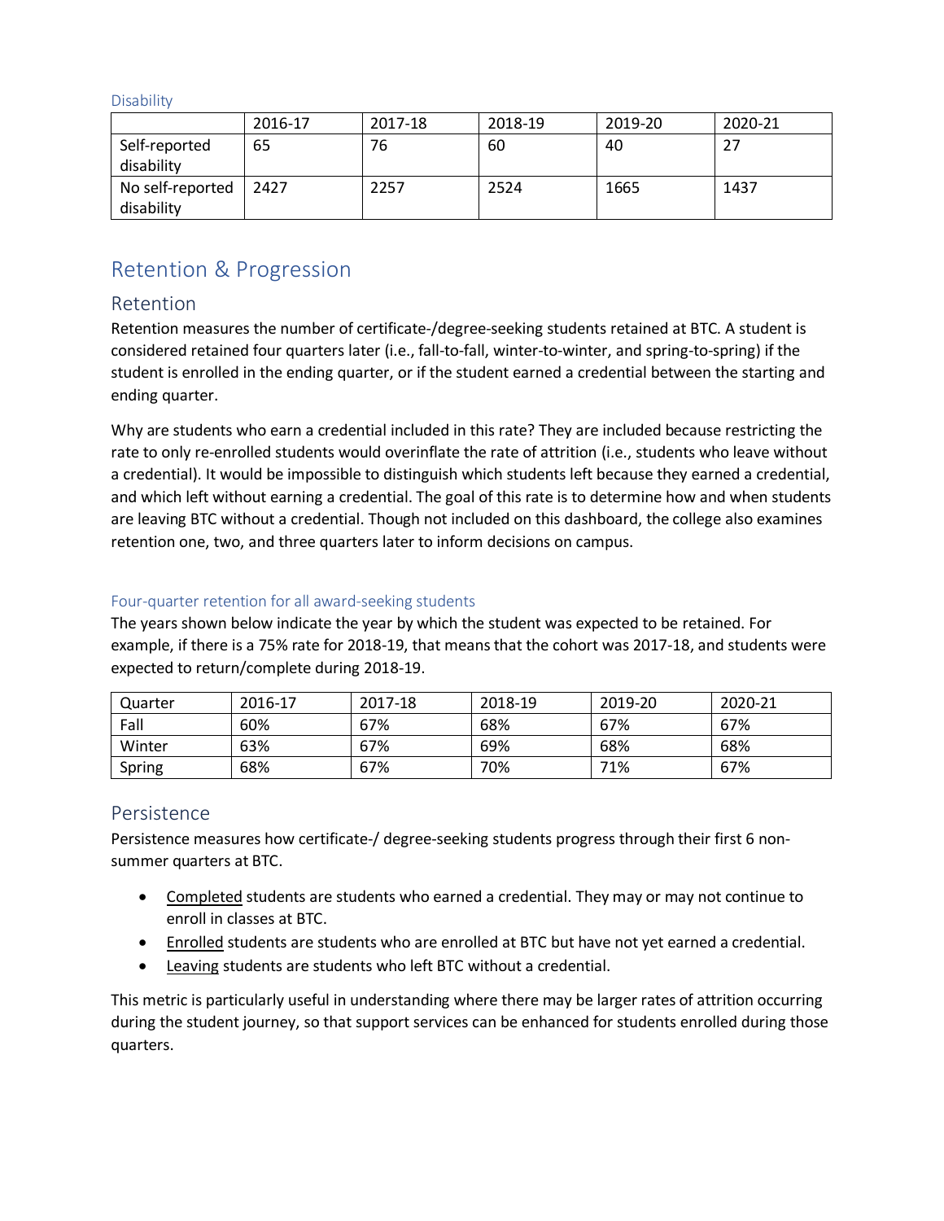### Disability

| | 2016-17 | 2017-18 | 2018-19 | 2019-20 | 2020-21 |
|---|---|---|---|---|---|
| Self-reported disability | 65 | 76 | 60 | 40 | 27 |
| No self-reported disability | 2427 | 2257 | 2524 | 1665 | 1437 |

# Retention & Progression

## Retention

Retention measures the number of certificate-/degree-seeking students retained at BTC. A student is considered retained four quarters later (i.e., fall-to-fall, winter-to-winter, and spring-to-spring) if the student is enrolled in the ending quarter, or if the student earned a credential between the starting and ending quarter.

Why are students who earn a credential included in this rate? They are included because restricting the rate to only re-enrolled students would overinflate the rate of attrition (i.e., students who leave without a credential). It would be impossible to distinguish which students left because they earned a credential, and which left without earning a credential. The goal of this rate is to determine how and when students are leaving BTC without a credential. Though not included on this dashboard, the college also examines retention one, two, and three quarters later to inform decisions on campus.

### Four-quarter retention for all award-seeking students

The years shown below indicate the year by which the student was expected to be retained. For example, if there is a 75% rate for 2018-19, that means that the cohort was 2017-18, and students were expected to return/complete during 2018-19.

| Quarter | 2016-17 | 2017-18 | 2018-19 | 2019-20 | 2020-21 |
|---|---|---|---|---|---|
| Fall | 60% | 67% | 68% | 67% | 67% |
| Winter | 63% | 67% | 69% | 68% | 68% |
| Spring | 68% | 67% | 70% | 71% | 67% |

## Persistence

Persistence measures how certificate-/ degree-seeking students progress through their first 6 non-summer quarters at BTC.

- Completed students are students who earned a credential. They may or may not continue to enroll in classes at BTC.
- Enrolled students are students who are enrolled at BTC but have not yet earned a credential.
- Leaving students are students who left BTC without a credential.

This metric is particularly useful in understanding where there may be larger rates of attrition occurring during the student journey, so that support services can be enhanced for students enrolled during those quarters.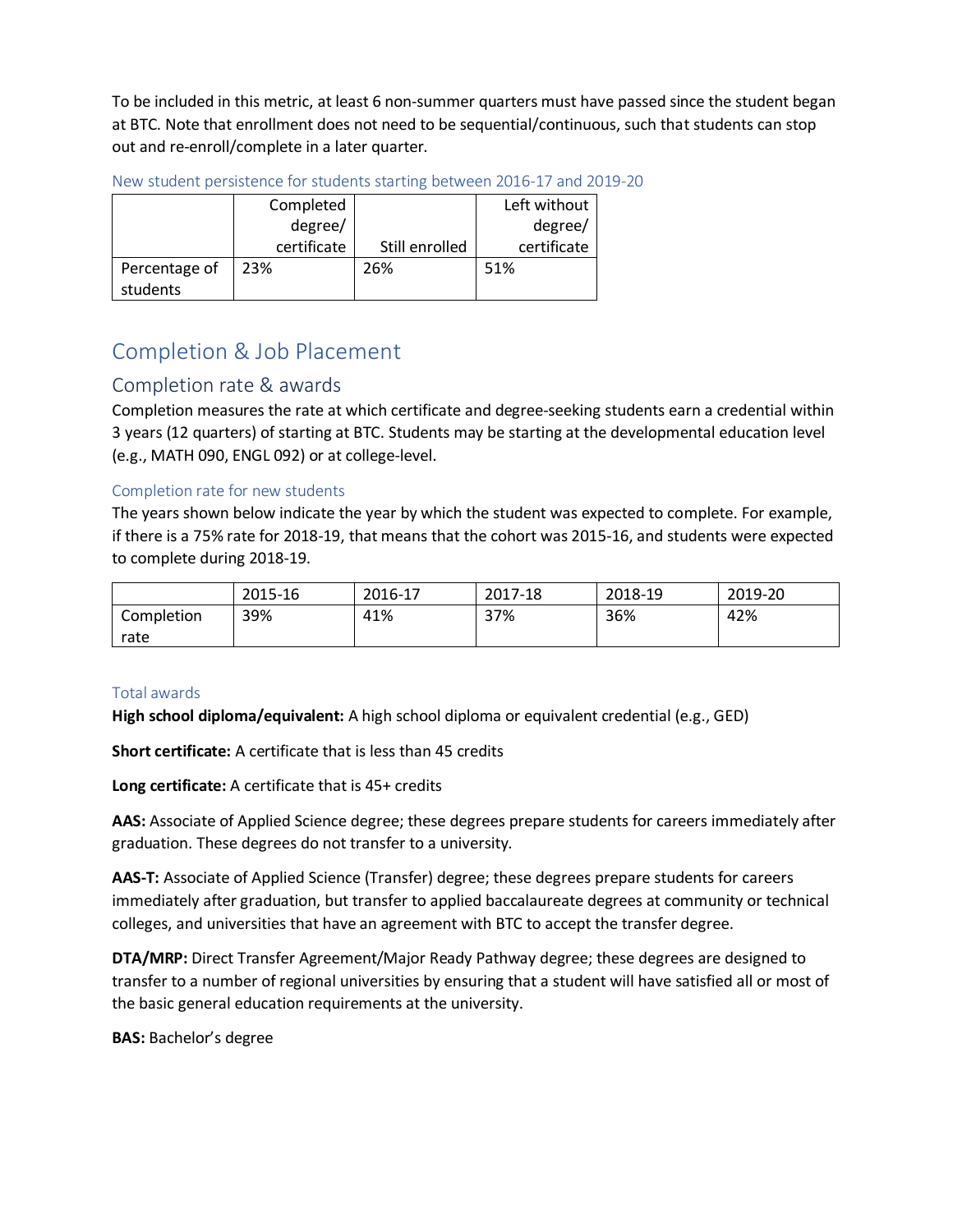To be included in this metric, at least 6 non-summer quarters must have passed since the student began at BTC. Note that enrollment does not need to be sequential/continuous, such that students can stop out and re-enroll/complete in a later quarter.

#### New student persistence for students starting between 2016-17 and 2019-20

| | Completed degree/ certificate | Still enrolled | Left without degree/ certificate |
|---|---|---|---|
| Percentage of students | 23% | 26% | 51% |

## Completion & Job Placement

### Completion rate & awards

Completion measures the rate at which certificate and degree-seeking students earn a credential within 3 years (12 quarters) of starting at BTC. Students may be starting at the developmental education level (e.g., MATH 090, ENGL 092) or at college-level.

#### Completion rate for new students

The years shown below indicate the year by which the student was expected to complete. For example, if there is a 75% rate for 2018-19, that means that the cohort was 2015-16, and students were expected to complete during 2018-19.

| | 2015-16 | 2016-17 | 2017-18 | 2018-19 | 2019-20 |
|---|---|---|---|---|---|
| Completion rate | 39% | 41% | 37% | 36% | 42% |

#### Total awards

**High school diploma/equivalent:** A high school diploma or equivalent credential (e.g., GED)

**Short certificate:** A certificate that is less than 45 credits

**Long certificate:** A certificate that is 45+ credits

**AAS:** Associate of Applied Science degree; these degrees prepare students for careers immediately after graduation. These degrees do not transfer to a university.

**AAS-T:** Associate of Applied Science (Transfer) degree; these degrees prepare students for careers immediately after graduation, but transfer to applied baccalaureate degrees at community or technical colleges, and universities that have an agreement with BTC to accept the transfer degree.

**DTA/MRP:** Direct Transfer Agreement/Major Ready Pathway degree; these degrees are designed to transfer to a number of regional universities by ensuring that a student will have satisfied all or most of the basic general education requirements at the university.

**BAS:** Bachelor's degree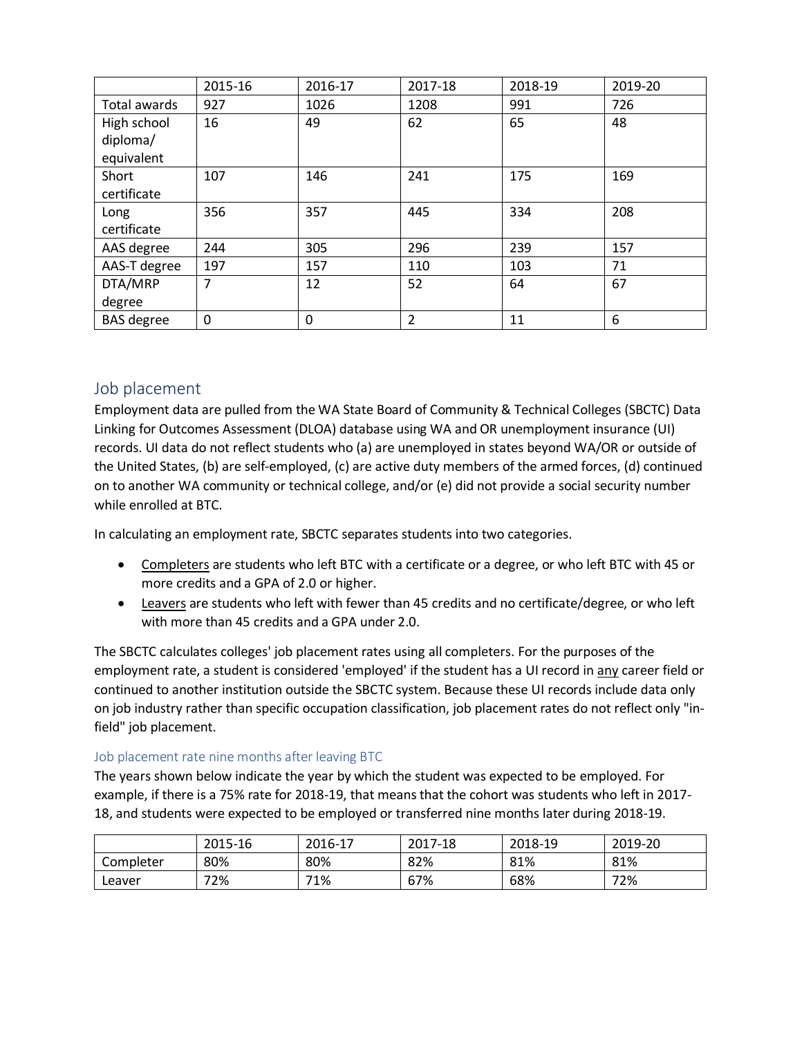| | 2015-16 | 2016-17 | 2017-18 | 2018-19 | 2019-20 |
|---|---|---|---|---|---|
| Total awards | 927 | 1026 | 1208 | 991 | 726 |
| High school diploma/ equivalent | 16 | 49 | 62 | 65 | 48 |
| Short certificate | 107 | 146 | 241 | 175 | 169 |
| Long certificate | 356 | 357 | 445 | 334 | 208 |
| AAS degree | 244 | 305 | 296 | 239 | 157 |
| AAS-T degree | 197 | 157 | 110 | 103 | 71 |
| DTA/MRP degree | 7 | 12 | 52 | 64 | 67 |
| BAS degree | 0 | 0 | 2 | 11 | 6 |

## Job placement

Employment data are pulled from the WA State Board of Community & Technical Colleges (SBCTC) Data Linking for Outcomes Assessment (DLOA) database using WA and OR unemployment insurance (UI) records. UI data do not reflect students who (a) are unemployed in states beyond WA/OR or outside of the United States, (b) are self-employed, (c) are active duty members of the armed forces, (d) continued on to another WA community or technical college, and/or (e) did not provide a social security number while enrolled at BTC.

In calculating an employment rate, SBCTC separates students into two categories.

- Completers are students who left BTC with a certificate or a degree, or who left BTC with 45 or more credits and a GPA of 2.0 or higher.
- Leavers are students who left with fewer than 45 credits and no certificate/degree, or who left with more than 45 credits and a GPA under 2.0.

The SBCTC calculates colleges' job placement rates using all completers. For the purposes of the employment rate, a student is considered 'employed' if the student has a UI record in any career field or continued to another institution outside the SBCTC system. Because these UI records include data only on job industry rather than specific occupation classification, job placement rates do not reflect only "in-field" job placement.

### Job placement rate nine months after leaving BTC

The years shown below indicate the year by which the student was expected to be employed. For example, if there is a 75% rate for 2018-19, that means that the cohort was students who left in 2017-18, and students were expected to be employed or transferred nine months later during 2018-19.

| | 2015-16 | 2016-17 | 2017-18 | 2018-19 | 2019-20 |
|---|---|---|---|---|---|
| Completer | 80% | 80% | 82% | 81% | 81% |
| Leaver | 72% | 71% | 67% | 68% | 72% |